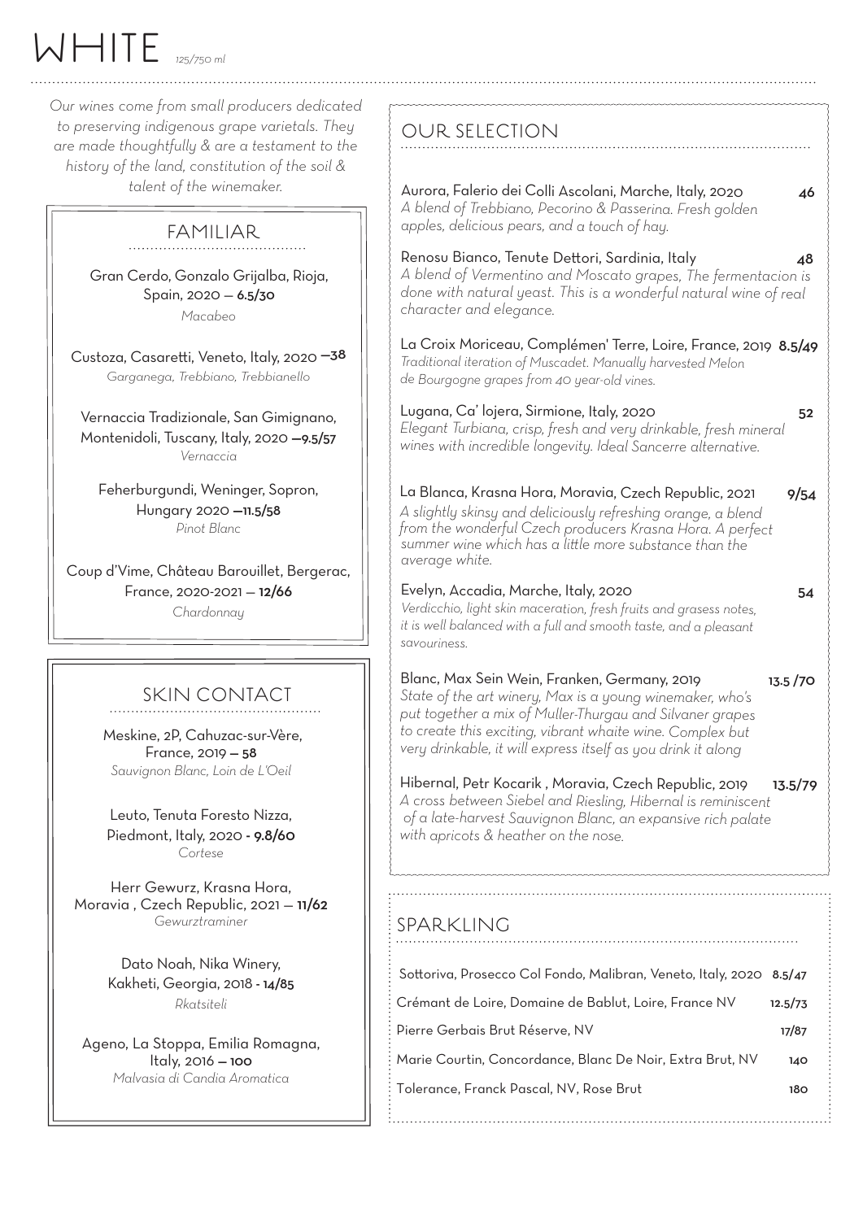# WHITE *125/750 ml*

*Our wines come from small producers dedicated to preserving indigenous grape varietals. They are made thoughtfully & are a testament to the history of the land, constitution of the soil & talent of the winemaker.*

## FAMILIAR

Gran Cerdo, Gonzalo Grijalba, Rioja, Spain, 2020 — **6.5/30**
*Macabeo*

Custoza, Casaretti, Veneto, Italy, 2020 —**38**
*Garganega, Trebbiano, Trebbianello*

Vernaccia Tradizionale, San Gimignano, Montenidoli, Tuscany, Italy, 2020 —**9.5/57**
*Vernaccia*

Feherburgundi, Weninger, Sopron, Hungary 2020 —**11.5/58**
*Pinot Blanc*

Coup d'Vime, Château Barouillet, Bergerac, France, 2020-2021 — **12/66**
*Chardonnay*

## SKIN CONTACT

Meskine, 2P, Cahuzac-sur-Vère, France, 2019 — **58**
*Sauvignon Blanc, Loin de L'Oeil*

Leuto, Tenuta Foresto Nizza, Piedmont, Italy, 2020 - **9.8/60**
*Cortese*

Herr Gewurz, Krasna Hora, Moravia , Czech Republic, 2021 — **11/62**
*Gewurztraminer*

Dato Noah, Nika Winery, Kakheti, Georgia, 2018 - **14/85**
*Rkatsiteli*

Ageno, La Stoppa, Emilia Romagna, Italy, 2016 — **100**
*Malvasia di Candia Aromatica*

## OUR SELECTION

Aurora, Falerio dei Colli Ascolani, Marche, Italy, 2020 — **46**
*A blend of Trebbiano, Pecorino & Passerina. Fresh golden apples, delicious pears, and a touch of hay.*

Renosu Bianco, Tenute Dettori, Sardinia, Italy — **48**
*A blend of Vermentino and Moscato grapes, The fermentacion is done with natural yeast. This is a wonderful natural wine of real character and elegance.*

La Croix Moriceau, Complémen' Terre, Loire, France, 2019 — **8.5/49**
*Traditional iteration of Muscadet. Manually harvested Melon de Bourgogne grapes from 40 year-old vines.*

Lugana, Ca' lojera, Sirmione, Italy, 2020 — **52**
*Elegant Turbiana, crisp, fresh and very drinkable, fresh mineral wines with incredible longevity. Ideal Sancerre alternative.*

La Blanca, Krasna Hora, Moravia, Czech Republic, 2021 — **9/54**
*A slightly skinsy and deliciously refreshing orange, a blend from the wonderful Czech producers Krasna Hora. A perfect summer wine which has a little more substance than the average white.*

Evelyn, Accadia, Marche, Italy, 2020 — **54**
*Verdicchio, light skin maceration, fresh fruits and grasess notes, it is well balanced with a full and smooth taste, and a pleasant savouriness.*

Blanc, Max Sein Wein, Franken, Germany, 2019 — **13.5 /70**
*State of the art winery, Max is a young winemaker, who's put together a mix of Muller-Thurgau and Silvaner grapes to create this exciting, vibrant whaite wine. Complex but very drinkable, it will express itself as you drink it along*

Hibernal, Petr Kocarik , Moravia, Czech Republic, 2019 — **13.5/79**
*A cross between Siebel and Riesling, Hibernal is reminiscent of a late-harvest Sauvignon Blanc, an expansive rich palate with apricots & heather on the nose.*

## SPARKLING

| | |
|---|---|
| Sottoriva, Prosecco Col Fondo, Malibran, Veneto, Italy, 2020 | 8.5/47 |
| Crémant de Loire, Domaine de Bablut, Loire, France NV | 12.5/73 |
| Pierre Gerbais Brut Réserve, NV | 17/87 |
| Marie Courtin, Concordance, Blanc De Noir, Extra Brut, NV | 140 |
| Tolerance, Franck Pascal, NV, Rose Brut | 180 |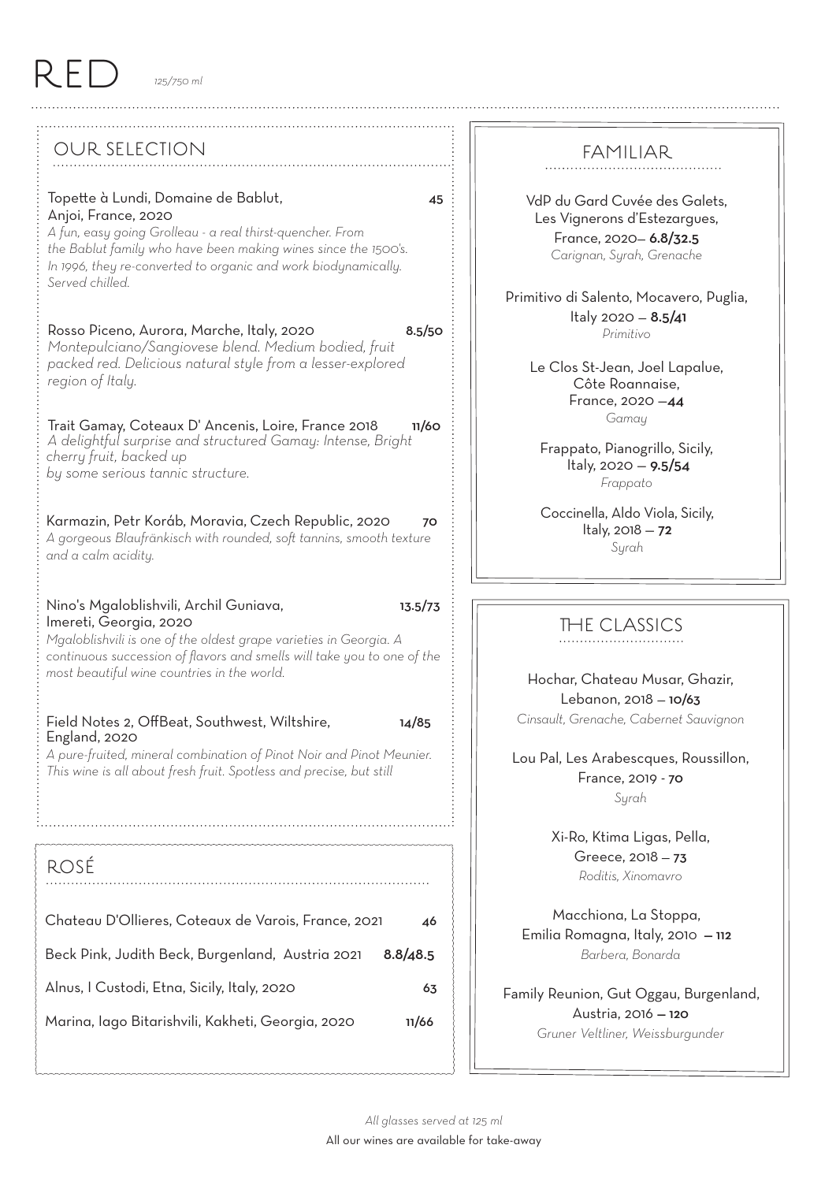# RED

*125/750 ml*

## OUR SELECTION

**Topette à Lundi, Domaine de Bablut, Anjoi, France, 2020** — 45

*A fun, easy going Grolleau - a real thirst-quencher. From the Bablut family who have been making wines since the 1500's. In 1996, they re-converted to organic and work biodynamically. Served chilled.*

**Rosso Piceno, Aurora, Marche, Italy, 2020** — 8.5/50

*Montepulciano/Sangiovese blend. Medium bodied, fruit packed red. Delicious natural style from a lesser-explored region of Italy.*

**Trait Gamay, Coteaux D' Ancenis, Loire, France 2018** — 11/60

*A delightful surprise and structured Gamay: Intense, Bright cherry fruit, backed up by some serious tannic structure.*

**Karmazin, Petr Koráb, Moravia, Czech Republic, 2020** — 70

*A gorgeous Blaufränkisch with rounded, soft tannins, smooth texture and a calm acidity.*

**Nino's Mgaloblishvili, Archil Guniava, Imereti, Georgia, 2020** — 13.5/73

*Mgaloblishvili is one of the oldest grape varieties in Georgia. A continuous succession of flavors and smells will take you to one of the most beautiful wine countries in the world.*

**Field Notes 2, OffBeat, Southwest, Wiltshire, England, 2020** — 14/85

*A pure-fruited, mineral combination of Pinot Noir and Pinot Meunier. This wine is all about fresh fruit. Spotless and precise, but still*

## ROSÉ

| | |
|---|---|
| Chateau D'Ollieres, Coteaux de Varois, France, 2021 | 46 |
| Beck Pink, Judith Beck, Burgenland, Austria 2021 | 8.8/48.5 |
| Alnus, I Custodi, Etna, Sicily, Italy, 2020 | 63 |
| Marina, Iago Bitarishvili, Kakheti, Georgia, 2020 | 11/66 |

## FAMILIAR

VdP du Gard Cuvée des Galets, Les Vignerons d'Estezargues, France, 2020– **6.8/32.5**
*Carignan, Syrah, Grenache*

Primitivo di Salento, Mocavero, Puglia, Italy 2020 – **8.5/41**
*Primitivo*

Le Clos St-Jean, Joel Lapalue, Côte Roannaise, France, 2020 –**44**
*Gamay*

Frappato, Pianogrillo, Sicily, Italy, 2020 – **9.5/54**
*Frappato*

Coccinella, Aldo Viola, Sicily, Italy, 2018 – **72**
*Syrah*

## THE CLASSICS

Hochar, Chateau Musar, Ghazir, Lebanon, 2018 – **10/63**
*Cinsault, Grenache, Cabernet Sauvignon*

Lou Pal, Les Arabescques, Roussillon, France, 2019 - **70**
*Syrah*

Xi-Ro, Ktima Ligas, Pella, Greece, 2018 – **73**
*Roditis, Xinomavro*

Macchiona, La Stoppa, Emilia Romagna, Italy, 2010 – **112**
*Barbera, Bonarda*

Family Reunion, Gut Oggau, Burgenland, Austria, 2016 – **120**
*Gruner Veltliner, Weissburgunder*

*All glasses served at 125 ml*

All our wines are available for take-away